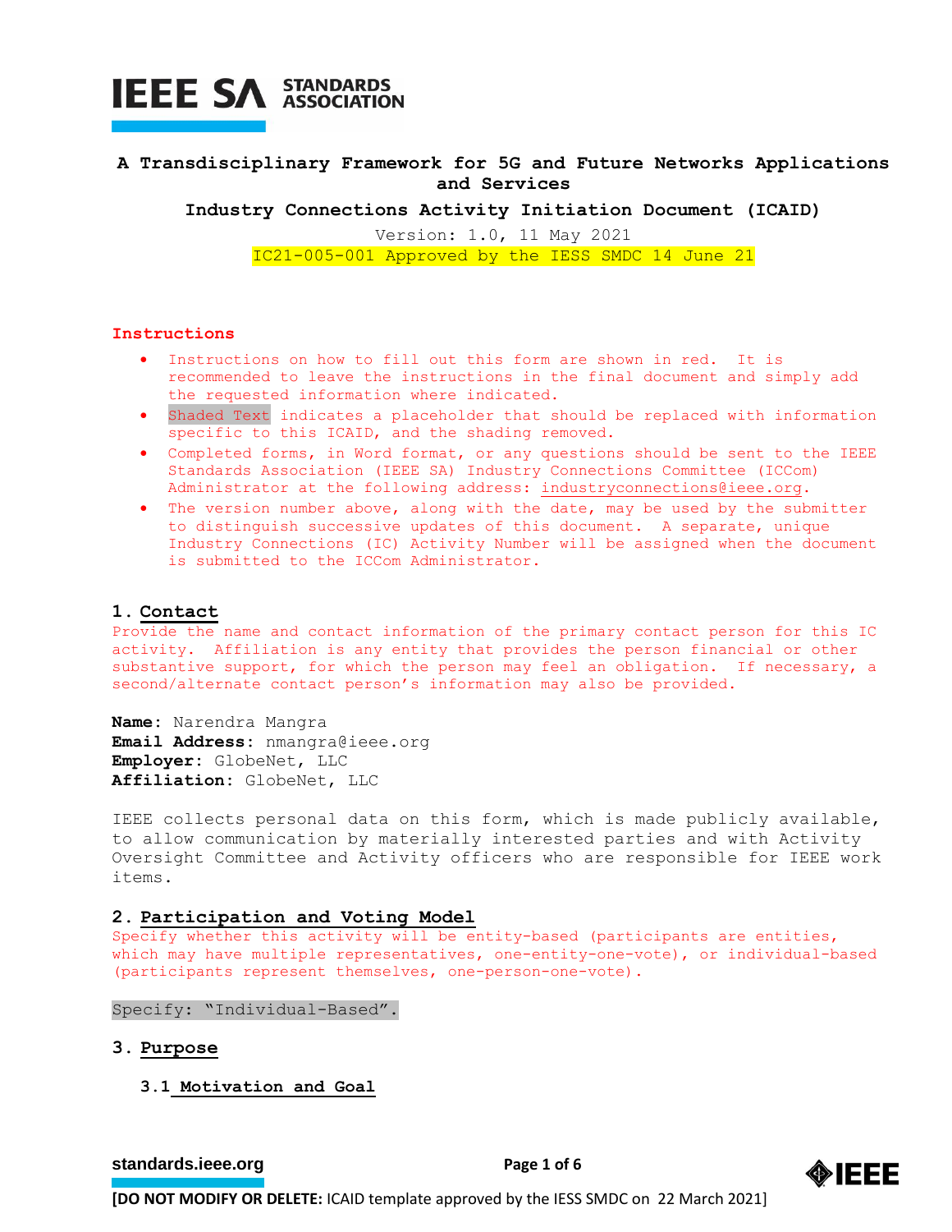# A Transdisciplinary Framework for 5G and Future Networks Applications and Services

**Industry Connections Activity Initiation Document (ICAID)**

Version: 1.0, 11 May 2021

IC21-005-001 Approved by the IESS SMDC 14 June 21

## Instructions

- Instructions on how to fill out this form are shown in red. It is recommended to leave the instructions in the final document and simply add the requested information where indicated.
- Shaded Text indicates a placeholder that should be replaced with information specific to this ICAID, and the shading removed.
- Completed forms, in Word format, or any questions should be sent to the IEEE Standards Association (IEEE SA) Industry Connections Committee (ICCom) Administrator at the following address: industryconnections@ieee.org.
- The version number above, along with the date, may be used by the submitter to distinguish successive updates of this document. A separate, unique Industry Connections (IC) Activity Number will be assigned when the document is submitted to the ICCom Administrator.

## 1. Contact

Provide the name and contact information of the primary contact person for this IC activity. Affiliation is any entity that provides the person financial or other substantive support, for which the person may feel an obligation. If necessary, a second/alternate contact person's information may also be provided.

**Name**: Narendra Mangra
**Email Address**: nmangra@ieee.org
**Employer**: GlobeNet, LLC
**Affiliation**: GlobeNet, LLC

IEEE collects personal data on this form, which is made publicly available, to allow communication by materially interested parties and with Activity Oversight Committee and Activity officers who are responsible for IEEE work items.

## 2. Participation and Voting Model

Specify whether this activity will be entity-based (participants are entities, which may have multiple representatives, one-entity-one-vote), or individual-based (participants represent themselves, one-person-one-vote).

Specify: "Individual-Based".

## 3. Purpose

### 3.1 Motivation and Goal

[DO NOT MODIFY OR DELETE: ICAID template approved by the IESS SMDC on 22 March 2021]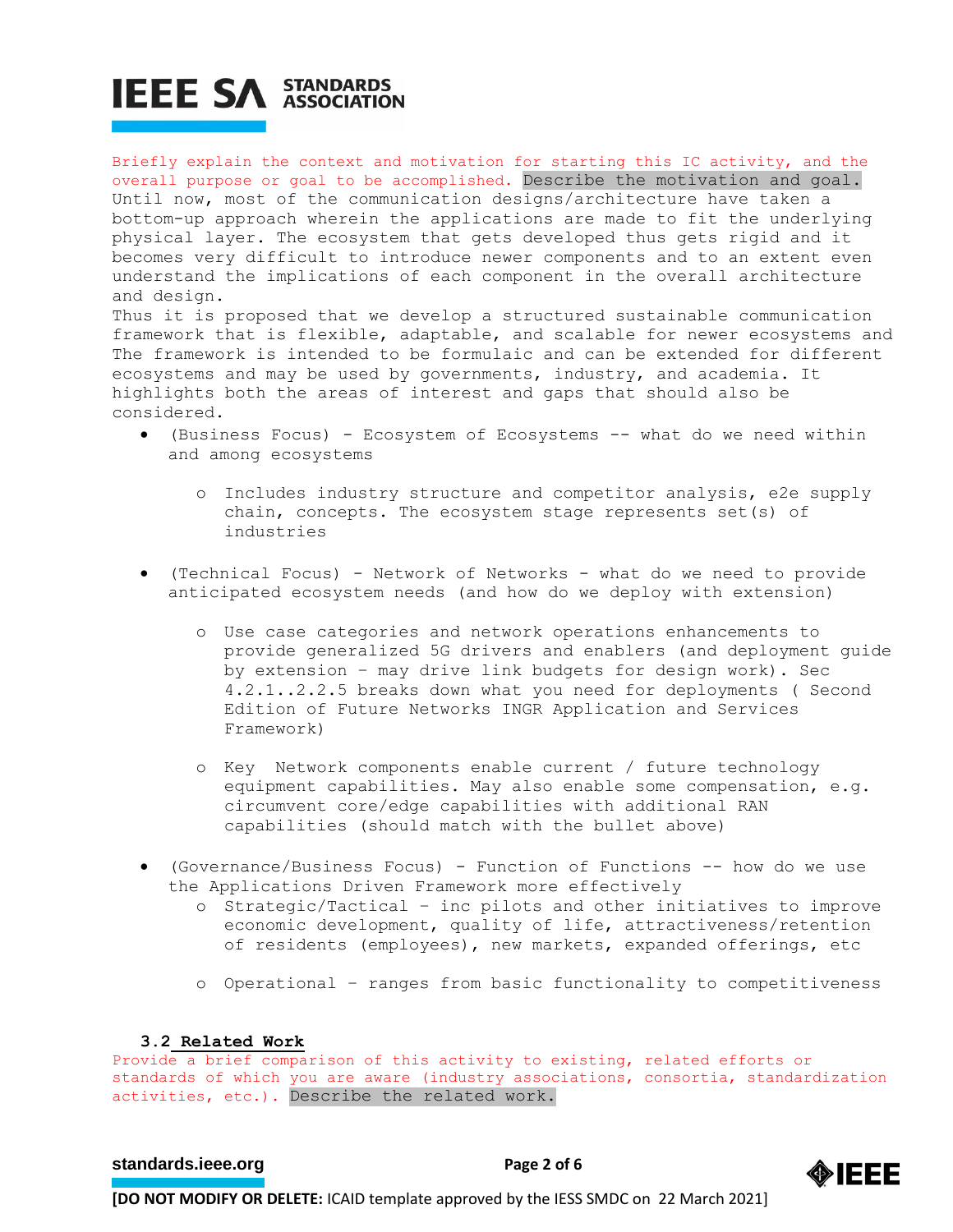Briefly explain the context and motivation for starting this IC activity, and the overall purpose or goal to be accomplished. Describe the motivation and goal.

Until now, most of the communication designs/architecture have taken a bottom-up approach wherein the applications are made to fit the underlying physical layer. The ecosystem that gets developed thus gets rigid and it becomes very difficult to introduce newer components and to an extent even understand the implications of each component in the overall architecture and design.

Thus it is proposed that we develop a structured sustainable communication framework that is flexible, adaptable, and scalable for newer ecosystems and The framework is intended to be formulaic and can be extended for different ecosystems and may be used by governments, industry, and academia. It highlights both the areas of interest and gaps that should also be considered.

- (Business Focus) - Ecosystem of Ecosystems -- what do we need within and among ecosystems
  - Includes industry structure and competitor analysis, e2e supply chain, concepts. The ecosystem stage represents set(s) of industries
- (Technical Focus) - Network of Networks - what do we need to provide anticipated ecosystem needs (and how do we deploy with extension)
  - Use case categories and network operations enhancements to provide generalized 5G drivers and enablers (and deployment guide by extension – may drive link budgets for design work). Sec 4.2.1..2.2.5 breaks down what you need for deployments ( Second Edition of Future Networks INGR Application and Services Framework)
  - Key Network components enable current / future technology equipment capabilities. May also enable some compensation, e.g. circumvent core/edge capabilities with additional RAN capabilities (should match with the bullet above)
- (Governance/Business Focus) - Function of Functions -- how do we use the Applications Driven Framework more effectively
  - Strategic/Tactical – inc pilots and other initiatives to improve economic development, quality of life, attractiveness/retention of residents (employees), new markets, expanded offerings, etc
  - Operational – ranges from basic functionality to competitiveness

### 3.2 Related Work

Provide a brief comparison of this activity to existing, related efforts or standards of which you are aware (industry associations, consortia, standardization activities, etc.). Describe the related work.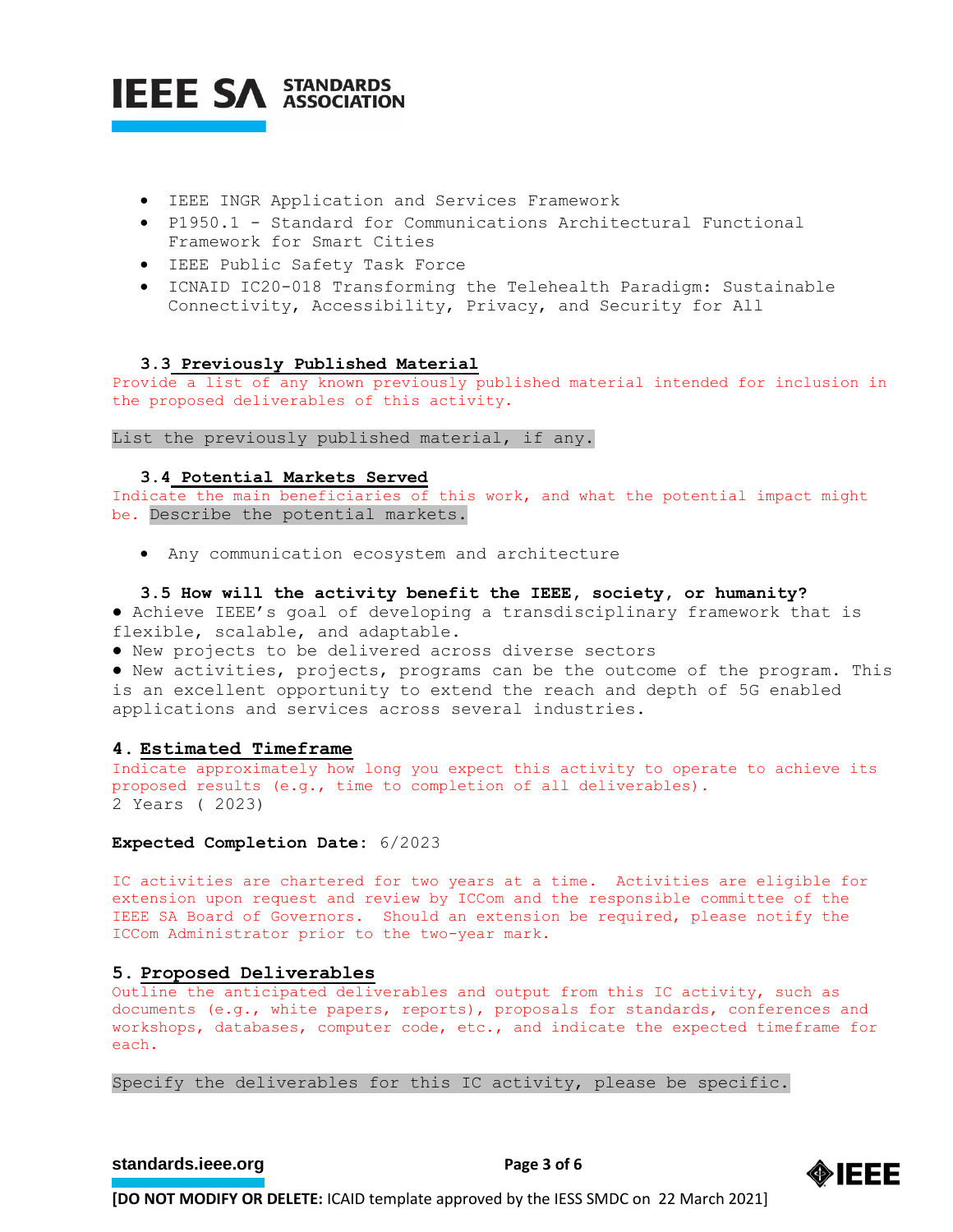- IEEE INGR Application and Services Framework
- P1950.1 - Standard for Communications Architectural Functional Framework for Smart Cities
- IEEE Public Safety Task Force
- ICNAID IC20-018 Transforming the Telehealth Paradigm: Sustainable Connectivity, Accessibility, Privacy, and Security for All

### 3.3 Previously Published Material

Provide a list of any known previously published material intended for inclusion in the proposed deliverables of this activity.

List the previously published material, if any.

### 3.4 Potential Markets Served

Indicate the main beneficiaries of this work, and what the potential impact might be. Describe the potential markets.

- Any communication ecosystem and architecture

### 3.5 How will the activity benefit the IEEE, society, or humanity?

- Achieve IEEE's goal of developing a transdisciplinary framework that is flexible, scalable, and adaptable.
- New projects to be delivered across diverse sectors
- New activities, projects, programs can be the outcome of the program. This is an excellent opportunity to extend the reach and depth of 5G enabled applications and services across several industries.

## 4. Estimated Timeframe

Indicate approximately how long you expect this activity to operate to achieve its proposed results (e.g., time to completion of all deliverables).
2 Years ( 2023)

**Expected Completion Date:** 6/2023

IC activities are chartered for two years at a time. Activities are eligible for extension upon request and review by ICCom and the responsible committee of the IEEE SA Board of Governors. Should an extension be required, please notify the ICCom Administrator prior to the two-year mark.

## 5. Proposed Deliverables

Outline the anticipated deliverables and output from this IC activity, such as documents (e.g., white papers, reports), proposals for standards, conferences and workshops, databases, computer code, etc., and indicate the expected timeframe for each.

Specify the deliverables for this IC activity, please be specific.

**[DO NOT MODIFY OR DELETE:** ICAID template approved by the IESS SMDC on 22 March 2021]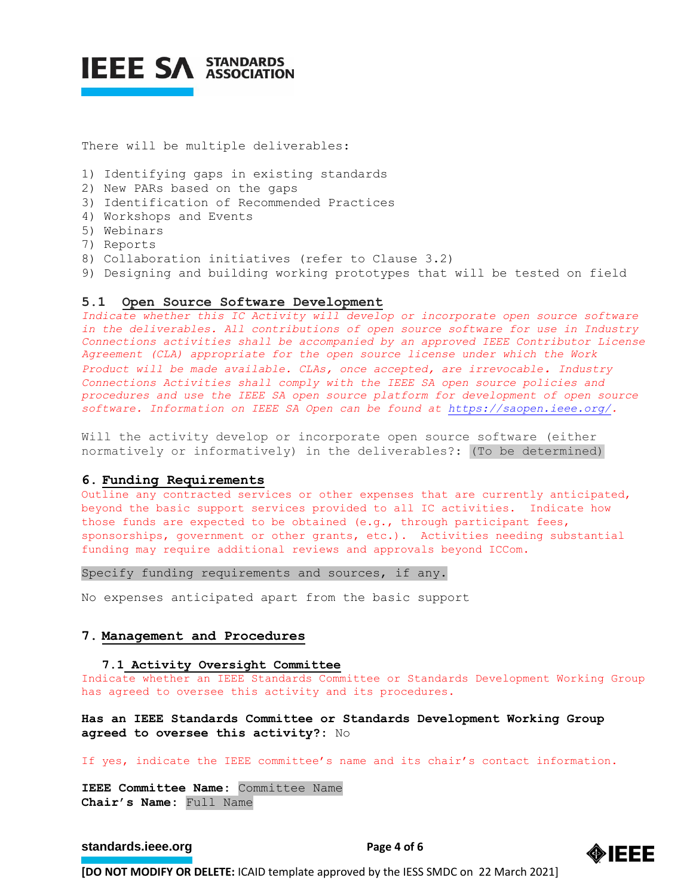There will be multiple deliverables:

1) Identifying gaps in existing standards
2) New PARs based on the gaps
3) Identification of Recommended Practices
4) Workshops and Events
5) Webinars
7) Reports
8) Collaboration initiatives (refer to Clause 3.2)
9) Designing and building working prototypes that will be tested on field

### 5.1 Open Source Software Development

*Indicate whether this IC Activity will develop or incorporate open source software in the deliverables. All contributions of open source software for use in Industry Connections activities shall be accompanied by an approved IEEE Contributor License Agreement (CLA) appropriate for the open source license under which the Work Product will be made available. CLAs, once accepted, are irrevocable. Industry Connections Activities shall comply with the IEEE SA open source policies and procedures and use the IEEE SA open source platform for development of open source software. Information on IEEE SA Open can be found at https://saopen.ieee.org/.*

Will the activity develop or incorporate open source software (either normatively or informatively) in the deliverables?: (To be determined)

## 6. Funding Requirements

Outline any contracted services or other expenses that are currently anticipated, beyond the basic support services provided to all IC activities. Indicate how those funds are expected to be obtained (e.g., through participant fees, sponsorships, government or other grants, etc.). Activities needing substantial funding may require additional reviews and approvals beyond ICCom.

Specify funding requirements and sources, if any.

No expenses anticipated apart from the basic support

## 7. Management and Procedures

### 7.1 Activity Oversight Committee

Indicate whether an IEEE Standards Committee or Standards Development Working Group has agreed to oversee this activity and its procedures.

**Has an IEEE Standards Committee or Standards Development Working Group agreed to oversee this activity?:** No

If yes, indicate the IEEE committee's name and its chair's contact information.

**IEEE Committee Name:** Committee Name
**Chair's Name:** Full Name

**[DO NOT MODIFY OR DELETE:** ICAID template approved by the IESS SMDC on 22 March 2021]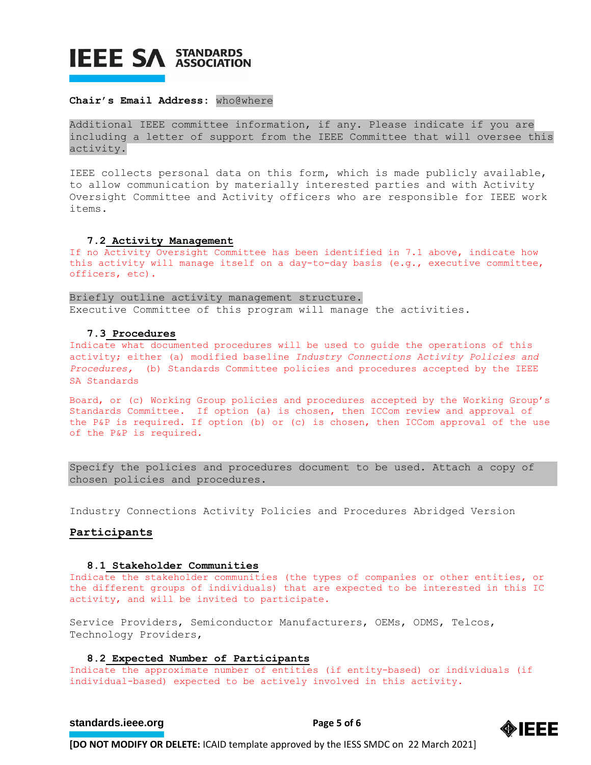**Chair's Email Address:** who@where

Additional IEEE committee information, if any. Please indicate if you are including a letter of support from the IEEE Committee that will oversee this activity.

IEEE collects personal data on this form, which is made publicly available, to allow communication by materially interested parties and with Activity Oversight Committee and Activity officers who are responsible for IEEE work items.

### 7.2 Activity Management

If no Activity Oversight Committee has been identified in 7.1 above, indicate how this activity will manage itself on a day-to-day basis (e.g., executive committee, officers, etc).

Briefly outline activity management structure.

Executive Committee of this program will manage the activities.

### 7.3 Procedures

Indicate what documented procedures will be used to guide the operations of this activity; either (a) modified baseline *Industry Connections Activity Policies and Procedures,* (b) Standards Committee policies and procedures accepted by the IEEE SA Standards

Board, or (c) Working Group policies and procedures accepted by the Working Group's Standards Committee. If option (a) is chosen, then ICCom review and approval of the P&P is required. If option (b) or (c) is chosen, then ICCom approval of the use of the P&P is required.

Specify the policies and procedures document to be used. Attach a copy of chosen policies and procedures.

Industry Connections Activity Policies and Procedures Abridged Version

## Participants

### 8.1 Stakeholder Communities

Indicate the stakeholder communities (the types of companies or other entities, or the different groups of individuals) that are expected to be interested in this IC activity, and will be invited to participate.

Service Providers, Semiconductor Manufacturers, OEMs, ODMS, Telcos, Technology Providers,

### 8.2 Expected Number of Participants

Indicate the approximate number of entities (if entity-based) or individuals (if individual-based) expected to be actively involved in this activity.

**[DO NOT MODIFY OR DELETE:** ICAID template approved by the IESS SMDC on 22 March 2021]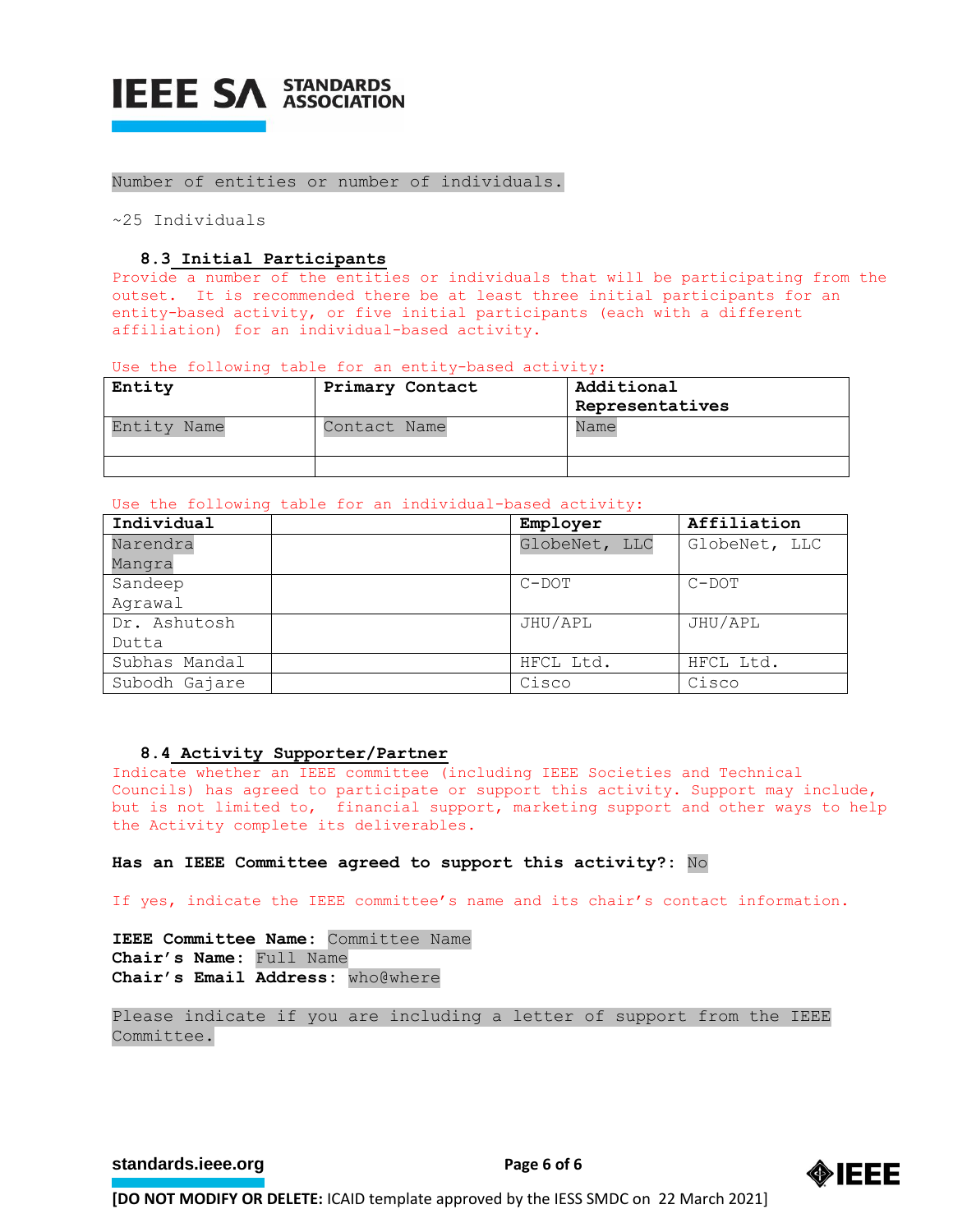Number of entities or number of individuals.

~25 Individuals

### 8.3 Initial Participants

Provide a number of the entities or individuals that will be participating from the outset. It is recommended there be at least three initial participants for an entity-based activity, or five initial participants (each with a different affiliation) for an individual-based activity.

Use the following table for an entity-based activity:

| Entity | Primary Contact | Additional Representatives |
|---|---|---|
| Entity Name | Contact Name | Name |
| | | |

Use the following table for an individual-based activity:

| Individual | | Employer | Affiliation |
|---|---|---|---|
| Narendra Mangra | | GlobeNet, LLC | GlobeNet, LLC |
| Sandeep Agrawal | | C-DOT | C-DOT |
| Dr. Ashutosh Dutta | | JHU/APL | JHU/APL |
| Subhas Mandal | | HFCL Ltd. | HFCL Ltd. |
| Subodh Gajare | | Cisco | Cisco |

### 8.4 Activity Supporter/Partner

Indicate whether an IEEE committee (including IEEE Societies and Technical Councils) has agreed to participate or support this activity. Support may include, but is not limited to, financial support, marketing support and other ways to help the Activity complete its deliverables.

**Has an IEEE Committee agreed to support this activity?:** No

If yes, indicate the IEEE committee's name and its chair's contact information.

**IEEE Committee Name:** Committee Name
**Chair's Name:** Full Name
**Chair's Email Address:** who@where

Please indicate if you are including a letter of support from the IEEE Committee.

**[DO NOT MODIFY OR DELETE:** ICAID template approved by the IESS SMDC on 22 March 2021]